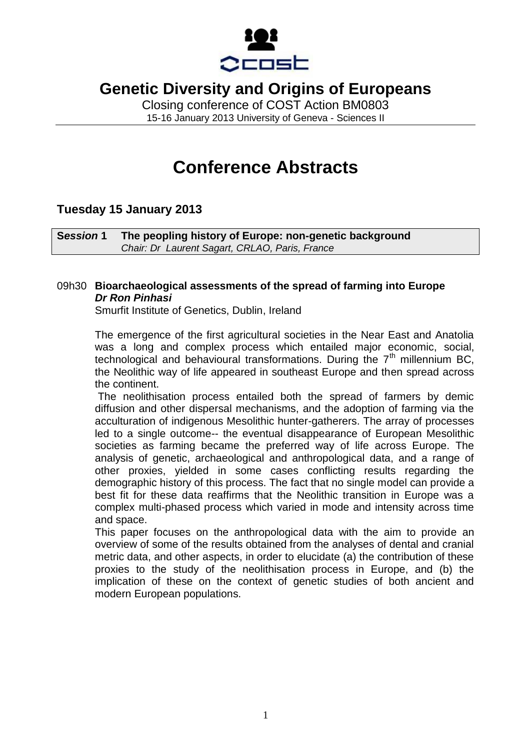# Genetic Diversity and Origins of Europeans

Closing conference of COST Action BM0803

15-16 January 2013 University of Geneva - Sciences II

# Conference Abstracts

## Tuesday 15 January 2013

| ***Session* 1** | **The peopling history of Europe: non-genetic background** |
|---|---|
| | *Chair: Dr Laurent Sagart, CRLAO, Paris, France* |

### 09h30 Bioarchaeological assessments of the spread of farming into Europe

***Dr Ron Pinhasi***

Smurfit Institute of Genetics, Dublin, Ireland

The emergence of the first agricultural societies in the Near East and Anatolia was a long and complex process which entailed major economic, social, technological and behavioural transformations. During the 7th millennium BC, the Neolithic way of life appeared in southeast Europe and then spread across the continent.

The neolithisation process entailed both the spread of farmers by demic diffusion and other dispersal mechanisms, and the adoption of farming via the acculturation of indigenous Mesolithic hunter-gatherers. The array of processes led to a single outcome-- the eventual disappearance of European Mesolithic societies as farming became the preferred way of life across Europe. The analysis of genetic, archaeological and anthropological data, and a range of other proxies, yielded in some cases conflicting results regarding the demographic history of this process. The fact that no single model can provide a best fit for these data reaffirms that the Neolithic transition in Europe was a complex multi-phased process which varied in mode and intensity across time and space.

This paper focuses on the anthropological data with the aim to provide an overview of some of the results obtained from the analyses of dental and cranial metric data, and other aspects, in order to elucidate (a) the contribution of these proxies to the study of the neolithisation process in Europe, and (b) the implication of these on the context of genetic studies of both ancient and modern European populations.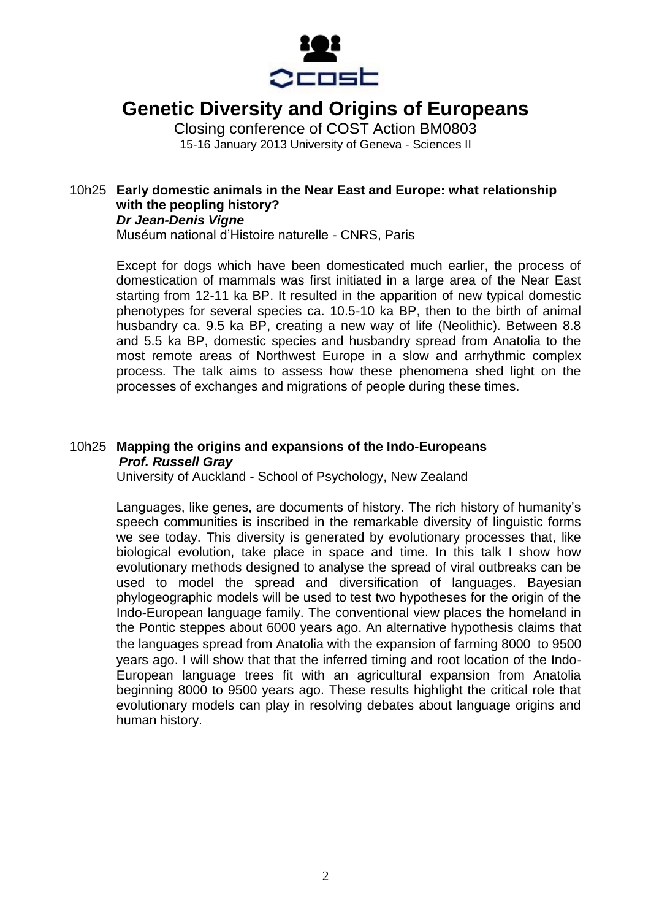# Genetic Diversity and Origins of Europeans

Closing conference of COST Action BM0803

15-16 January 2013 University of Geneva - Sciences II

10h25 **Early domestic animals in the Near East and Europe: what relationship with the peopling history?**

***Dr Jean-Denis Vigne***

Muséum national d'Histoire naturelle - CNRS, Paris

Except for dogs which have been domesticated much earlier, the process of domestication of mammals was first initiated in a large area of the Near East starting from 12-11 ka BP. It resulted in the apparition of new typical domestic phenotypes for several species ca. 10.5-10 ka BP, then to the birth of animal husbandry ca. 9.5 ka BP, creating a new way of life (Neolithic). Between 8.8 and 5.5 ka BP, domestic species and husbandry spread from Anatolia to the most remote areas of Northwest Europe in a slow and arrhythmic complex process. The talk aims to assess how these phenomena shed light on the processes of exchanges and migrations of people during these times.

10h25 **Mapping the origins and expansions of the Indo-Europeans**

***Prof. Russell Gray***

University of Auckland - School of Psychology, New Zealand

Languages, like genes, are documents of history. The rich history of humanity's speech communities is inscribed in the remarkable diversity of linguistic forms we see today. This diversity is generated by evolutionary processes that, like biological evolution, take place in space and time. In this talk I show how evolutionary methods designed to analyse the spread of viral outbreaks can be used to model the spread and diversification of languages. Bayesian phylogeographic models will be used to test two hypotheses for the origin of the Indo-European language family. The conventional view places the homeland in the Pontic steppes about 6000 years ago. An alternative hypothesis claims that the languages spread from Anatolia with the expansion of farming 8000 to 9500 years ago. I will show that that the inferred timing and root location of the Indo-European language trees fit with an agricultural expansion from Anatolia beginning 8000 to 9500 years ago. These results highlight the critical role that evolutionary models can play in resolving debates about language origins and human history.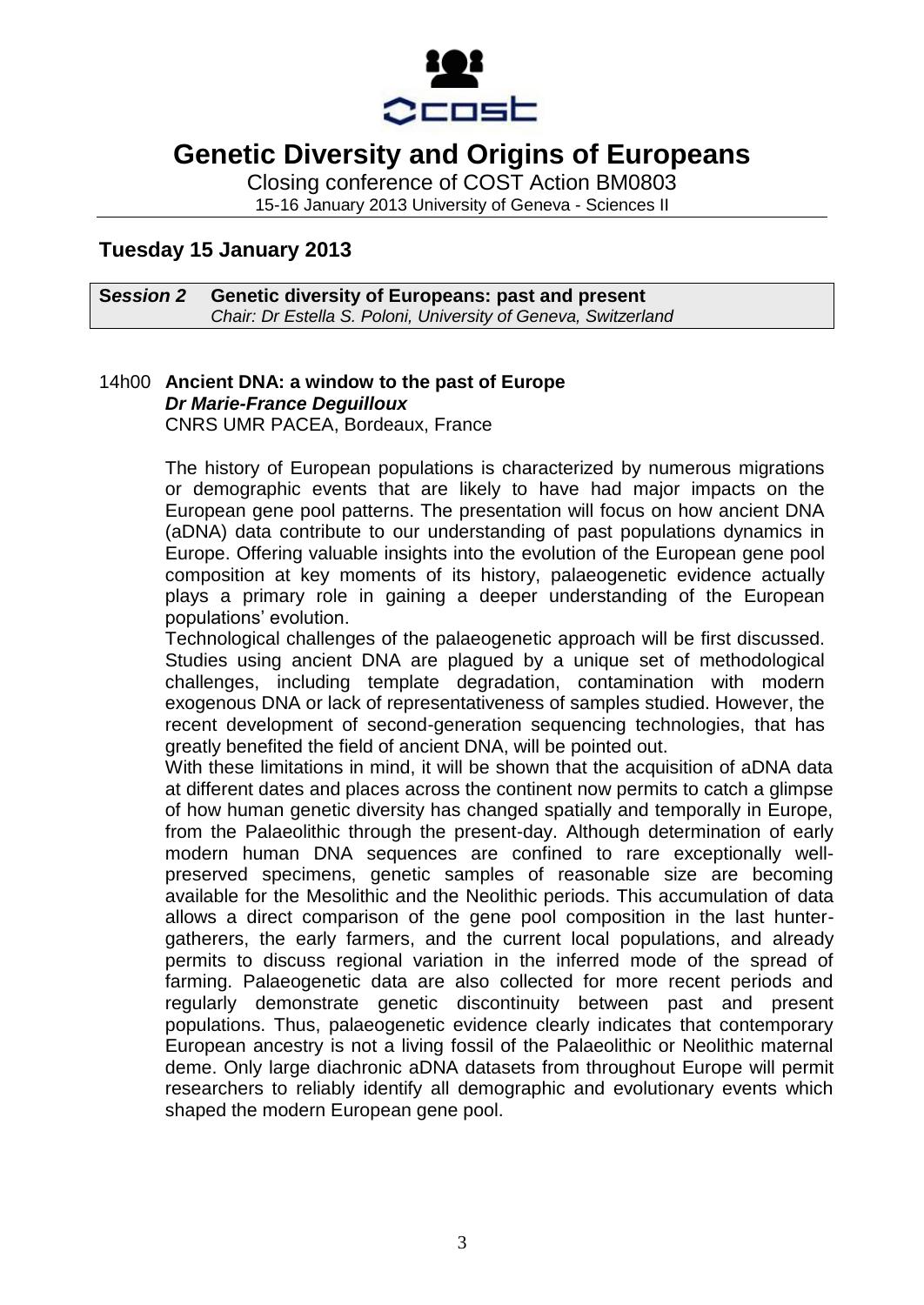# Genetic Diversity and Origins of Europeans

Closing conference of COST Action BM0803

15-16 January 2013 University of Geneva - Sciences II

## Tuesday 15 January 2013

**Session 2 Genetic diversity of Europeans: past and present**
*Chair: Dr Estella S. Poloni, University of Geneva, Switzerland*

14h00 **Ancient DNA: a window to the past of Europe**
***Dr Marie-France Deguilloux***
CNRS UMR PACEA, Bordeaux, France

The history of European populations is characterized by numerous migrations or demographic events that are likely to have had major impacts on the European gene pool patterns. The presentation will focus on how ancient DNA (aDNA) data contribute to our understanding of past populations dynamics in Europe. Offering valuable insights into the evolution of the European gene pool composition at key moments of its history, palaeogenetic evidence actually plays a primary role in gaining a deeper understanding of the European populations' evolution.

Technological challenges of the palaeogenetic approach will be first discussed. Studies using ancient DNA are plagued by a unique set of methodological challenges, including template degradation, contamination with modern exogenous DNA or lack of representativeness of samples studied. However, the recent development of second-generation sequencing technologies, that has greatly benefited the field of ancient DNA, will be pointed out.

With these limitations in mind, it will be shown that the acquisition of aDNA data at different dates and places across the continent now permits to catch a glimpse of how human genetic diversity has changed spatially and temporally in Europe, from the Palaeolithic through the present-day. Although determination of early modern human DNA sequences are confined to rare exceptionally well-preserved specimens, genetic samples of reasonable size are becoming available for the Mesolithic and the Neolithic periods. This accumulation of data allows a direct comparison of the gene pool composition in the last hunter-gatherers, the early farmers, and the current local populations, and already permits to discuss regional variation in the inferred mode of the spread of farming. Palaeogenetic data are also collected for more recent periods and regularly demonstrate genetic discontinuity between past and present populations. Thus, palaeogenetic evidence clearly indicates that contemporary European ancestry is not a living fossil of the Palaeolithic or Neolithic maternal deme. Only large diachronic aDNA datasets from throughout Europe will permit researchers to reliably identify all demographic and evolutionary events which shaped the modern European gene pool.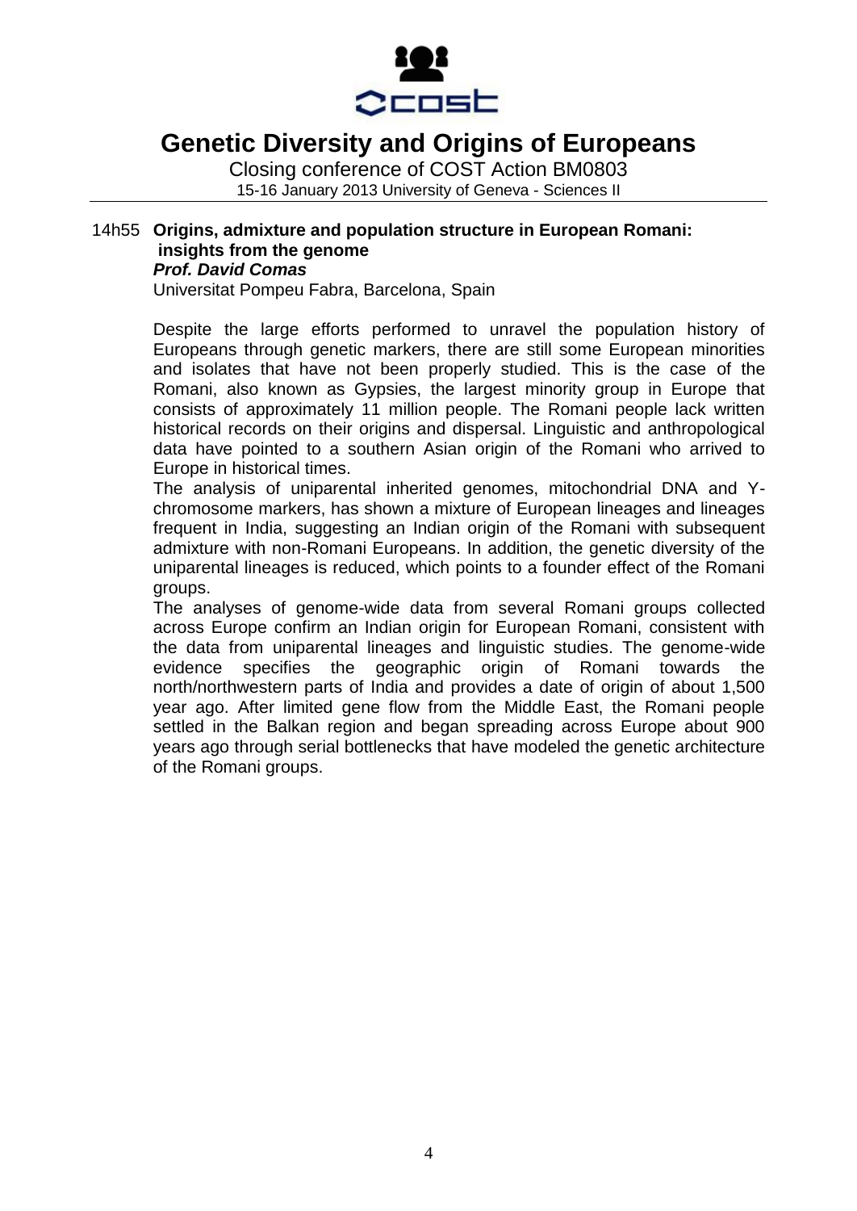14h55 **Origins, admixture and population structure in European Romani: insights from the genome**
***Prof. David Comas***
Universitat Pompeu Fabra, Barcelona, Spain

Despite the large efforts performed to unravel the population history of Europeans through genetic markers, there are still some European minorities and isolates that have not been properly studied. This is the case of the Romani, also known as Gypsies, the largest minority group in Europe that consists of approximately 11 million people. The Romani people lack written historical records on their origins and dispersal. Linguistic and anthropological data have pointed to a southern Asian origin of the Romani who arrived to Europe in historical times.

The analysis of uniparental inherited genomes, mitochondrial DNA and Y-chromosome markers, has shown a mixture of European lineages and lineages frequent in India, suggesting an Indian origin of the Romani with subsequent admixture with non-Romani Europeans. In addition, the genetic diversity of the uniparental lineages is reduced, which points to a founder effect of the Romani groups.

The analyses of genome-wide data from several Romani groups collected across Europe confirm an Indian origin for European Romani, consistent with the data from uniparental lineages and linguistic studies. The genome-wide evidence specifies the geographic origin of Romani towards the north/northwestern parts of India and provides a date of origin of about 1,500 year ago. After limited gene flow from the Middle East, the Romani people settled in the Balkan region and began spreading across Europe about 900 years ago through serial bottlenecks that have modeled the genetic architecture of the Romani groups.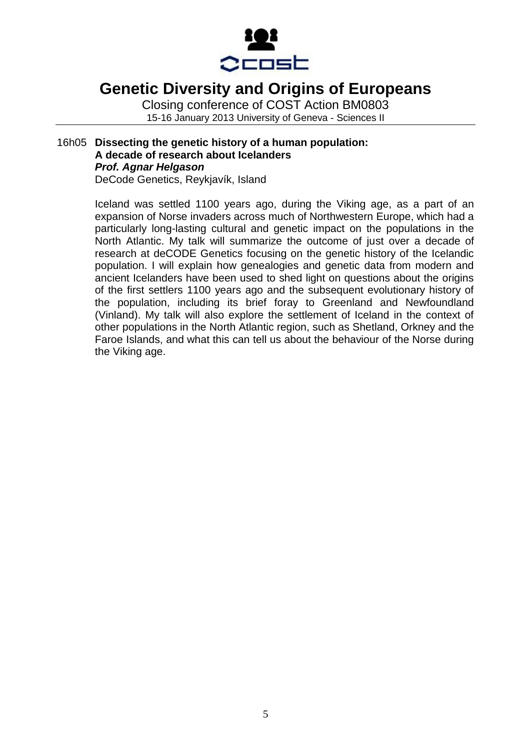# Genetic Diversity and Origins of Europeans

Closing conference of COST Action BM0803
15-16 January 2013 University of Geneva - Sciences II

16h05 **Dissecting the genetic history of a human population: A decade of research about Icelanders**
***Prof. Agnar Helgason***
DeCode Genetics, Reykjavík, Island

Iceland was settled 1100 years ago, during the Viking age, as a part of an expansion of Norse invaders across much of Northwestern Europe, which had a particularly long-lasting cultural and genetic impact on the populations in the North Atlantic. My talk will summarize the outcome of just over a decade of research at deCODE Genetics focusing on the genetic history of the Icelandic population. I will explain how genealogies and genetic data from modern and ancient Icelanders have been used to shed light on questions about the origins of the first settlers 1100 years ago and the subsequent evolutionary history of the population, including its brief foray to Greenland and Newfoundland (Vinland). My talk will also explore the settlement of Iceland in the context of other populations in the North Atlantic region, such as Shetland, Orkney and the Faroe Islands, and what this can tell us about the behaviour of the Norse during the Viking age.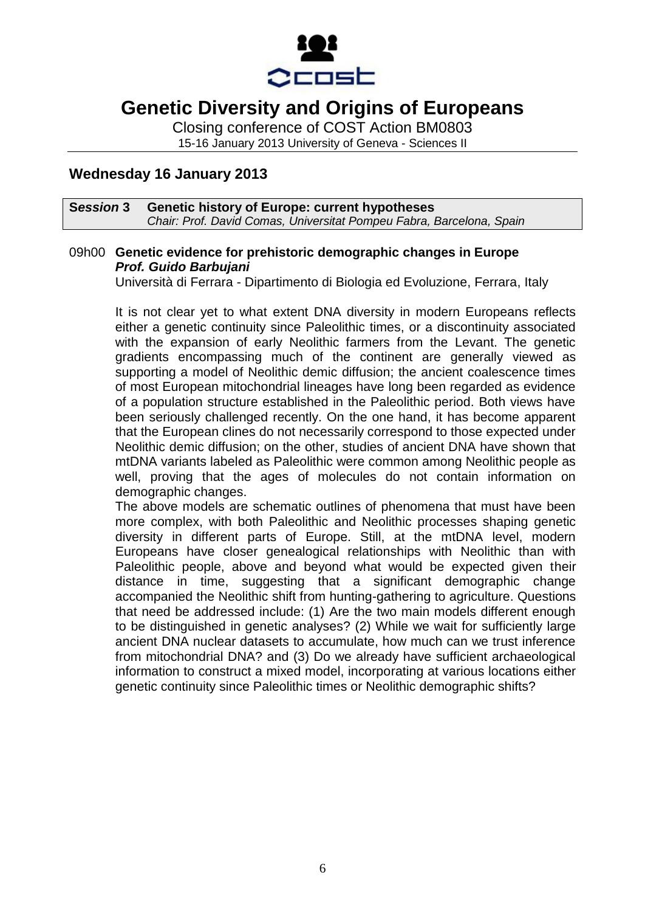# Genetic Diversity and Origins of Europeans

Closing conference of COST Action BM0803

15-16 January 2013 University of Geneva - Sciences II

## Wednesday 16 January 2013

**Session 3 Genetic history of Europe: current hypotheses**
*Chair: Prof. David Comas, Universitat Pompeu Fabra, Barcelona, Spain*

09h00 **Genetic evidence for prehistoric demographic changes in Europe**
***Prof. Guido Barbujani***
Università di Ferrara - Dipartimento di Biologia ed Evoluzione, Ferrara, Italy

It is not clear yet to what extent DNA diversity in modern Europeans reflects either a genetic continuity since Paleolithic times, or a discontinuity associated with the expansion of early Neolithic farmers from the Levant. The genetic gradients encompassing much of the continent are generally viewed as supporting a model of Neolithic demic diffusion; the ancient coalescence times of most European mitochondrial lineages have long been regarded as evidence of a population structure established in the Paleolithic period. Both views have been seriously challenged recently. On the one hand, it has become apparent that the European clines do not necessarily correspond to those expected under Neolithic demic diffusion; on the other, studies of ancient DNA have shown that mtDNA variants labeled as Paleolithic were common among Neolithic people as well, proving that the ages of molecules do not contain information on demographic changes.

The above models are schematic outlines of phenomena that must have been more complex, with both Paleolithic and Neolithic processes shaping genetic diversity in different parts of Europe. Still, at the mtDNA level, modern Europeans have closer genealogical relationships with Neolithic than with Paleolithic people, above and beyond what would be expected given their distance in time, suggesting that a significant demographic change accompanied the Neolithic shift from hunting-gathering to agriculture. Questions that need be addressed include: (1) Are the two main models different enough to be distinguished in genetic analyses? (2) While we wait for sufficiently large ancient DNA nuclear datasets to accumulate, how much can we trust inference from mitochondrial DNA? and (3) Do we already have sufficient archaeological information to construct a mixed model, incorporating at various locations either genetic continuity since Paleolithic times or Neolithic demographic shifts?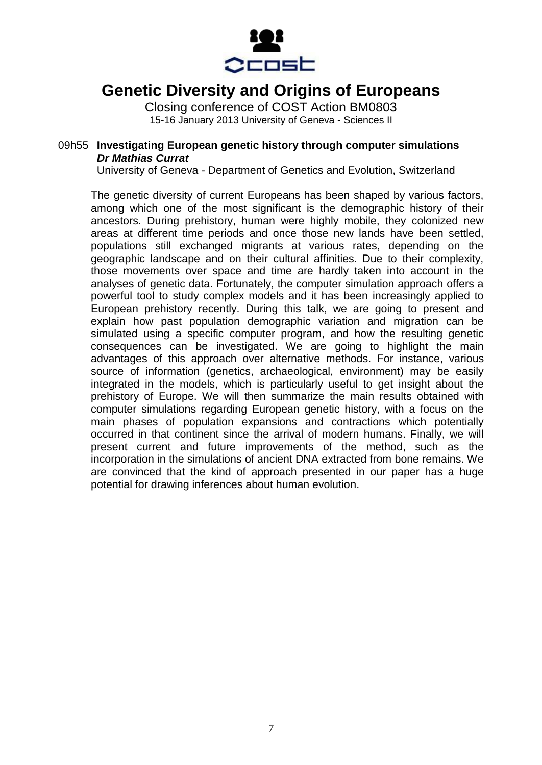# Genetic Diversity and Origins of Europeans

Closing conference of COST Action BM0803

15-16 January 2013 University of Geneva - Sciences II

09h55 **Investigating European genetic history through computer simulations**
***Dr Mathias Currat***
University of Geneva - Department of Genetics and Evolution, Switzerland

The genetic diversity of current Europeans has been shaped by various factors, among which one of the most significant is the demographic history of their ancestors. During prehistory, human were highly mobile, they colonized new areas at different time periods and once those new lands have been settled, populations still exchanged migrants at various rates, depending on the geographic landscape and on their cultural affinities. Due to their complexity, those movements over space and time are hardly taken into account in the analyses of genetic data. Fortunately, the computer simulation approach offers a powerful tool to study complex models and it has been increasingly applied to European prehistory recently. During this talk, we are going to present and explain how past population demographic variation and migration can be simulated using a specific computer program, and how the resulting genetic consequences can be investigated. We are going to highlight the main advantages of this approach over alternative methods. For instance, various source of information (genetics, archaeological, environment) may be easily integrated in the models, which is particularly useful to get insight about the prehistory of Europe. We will then summarize the main results obtained with computer simulations regarding European genetic history, with a focus on the main phases of population expansions and contractions which potentially occurred in that continent since the arrival of modern humans. Finally, we will present current and future improvements of the method, such as the incorporation in the simulations of ancient DNA extracted from bone remains. We are convinced that the kind of approach presented in our paper has a huge potential for drawing inferences about human evolution.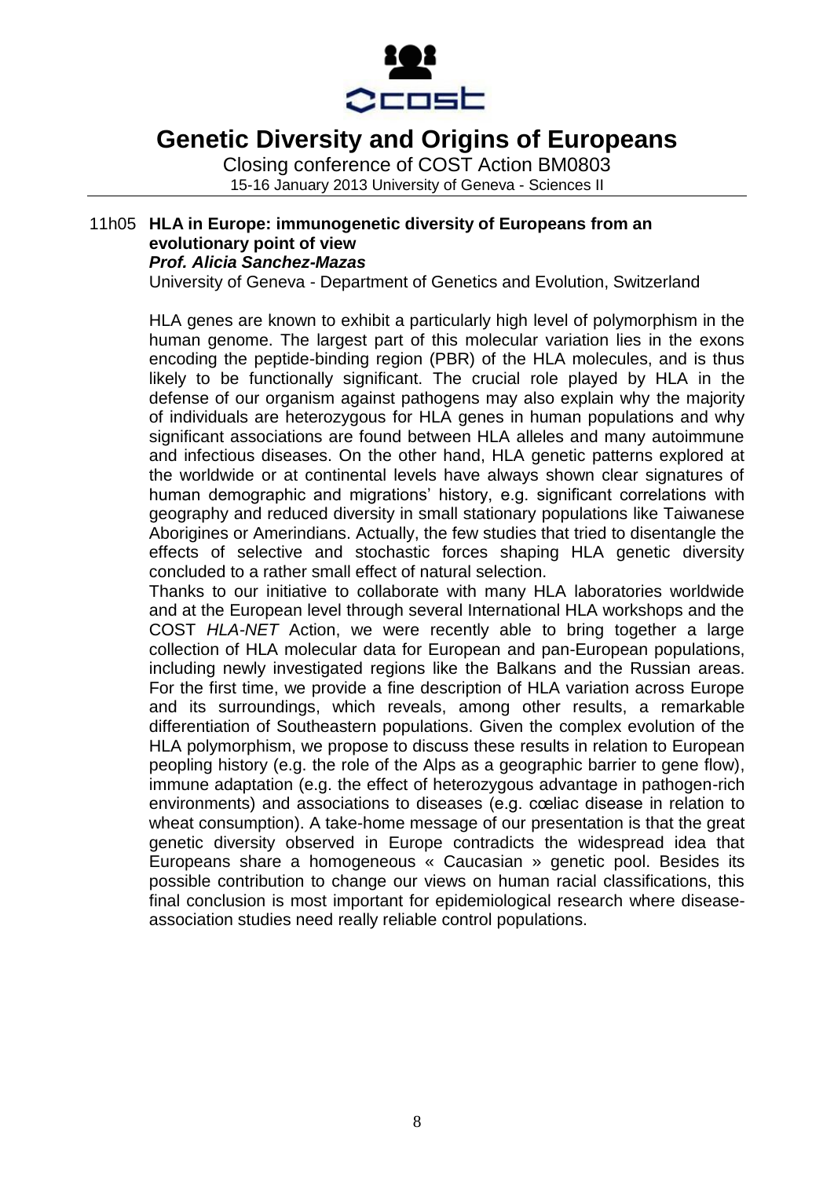11h05 **HLA in Europe: immunogenetic diversity of Europeans from an evolutionary point of view**
***Prof. Alicia Sanchez-Mazas***
University of Geneva - Department of Genetics and Evolution, Switzerland

HLA genes are known to exhibit a particularly high level of polymorphism in the human genome. The largest part of this molecular variation lies in the exons encoding the peptide-binding region (PBR) of the HLA molecules, and is thus likely to be functionally significant. The crucial role played by HLA in the defense of our organism against pathogens may also explain why the majority of individuals are heterozygous for HLA genes in human populations and why significant associations are found between HLA alleles and many autoimmune and infectious diseases. On the other hand, HLA genetic patterns explored at the worldwide or at continental levels have always shown clear signatures of human demographic and migrations' history, e.g. significant correlations with geography and reduced diversity in small stationary populations like Taiwanese Aborigines or Amerindians. Actually, the few studies that tried to disentangle the effects of selective and stochastic forces shaping HLA genetic diversity concluded to a rather small effect of natural selection.
Thanks to our initiative to collaborate with many HLA laboratories worldwide and at the European level through several International HLA workshops and the COST *HLA-NET* Action, we were recently able to bring together a large collection of HLA molecular data for European and pan-European populations, including newly investigated regions like the Balkans and the Russian areas. For the first time, we provide a fine description of HLA variation across Europe and its surroundings, which reveals, among other results, a remarkable differentiation of Southeastern populations. Given the complex evolution of the HLA polymorphism, we propose to discuss these results in relation to European peopling history (e.g. the role of the Alps as a geographic barrier to gene flow), immune adaptation (e.g. the effect of heterozygous advantage in pathogen-rich environments) and associations to diseases (e.g. cœliac disease in relation to wheat consumption). A take-home message of our presentation is that the great genetic diversity observed in Europe contradicts the widespread idea that Europeans share a homogeneous « Caucasian » genetic pool. Besides its possible contribution to change our views on human racial classifications, this final conclusion is most important for epidemiological research where disease-association studies need really reliable control populations.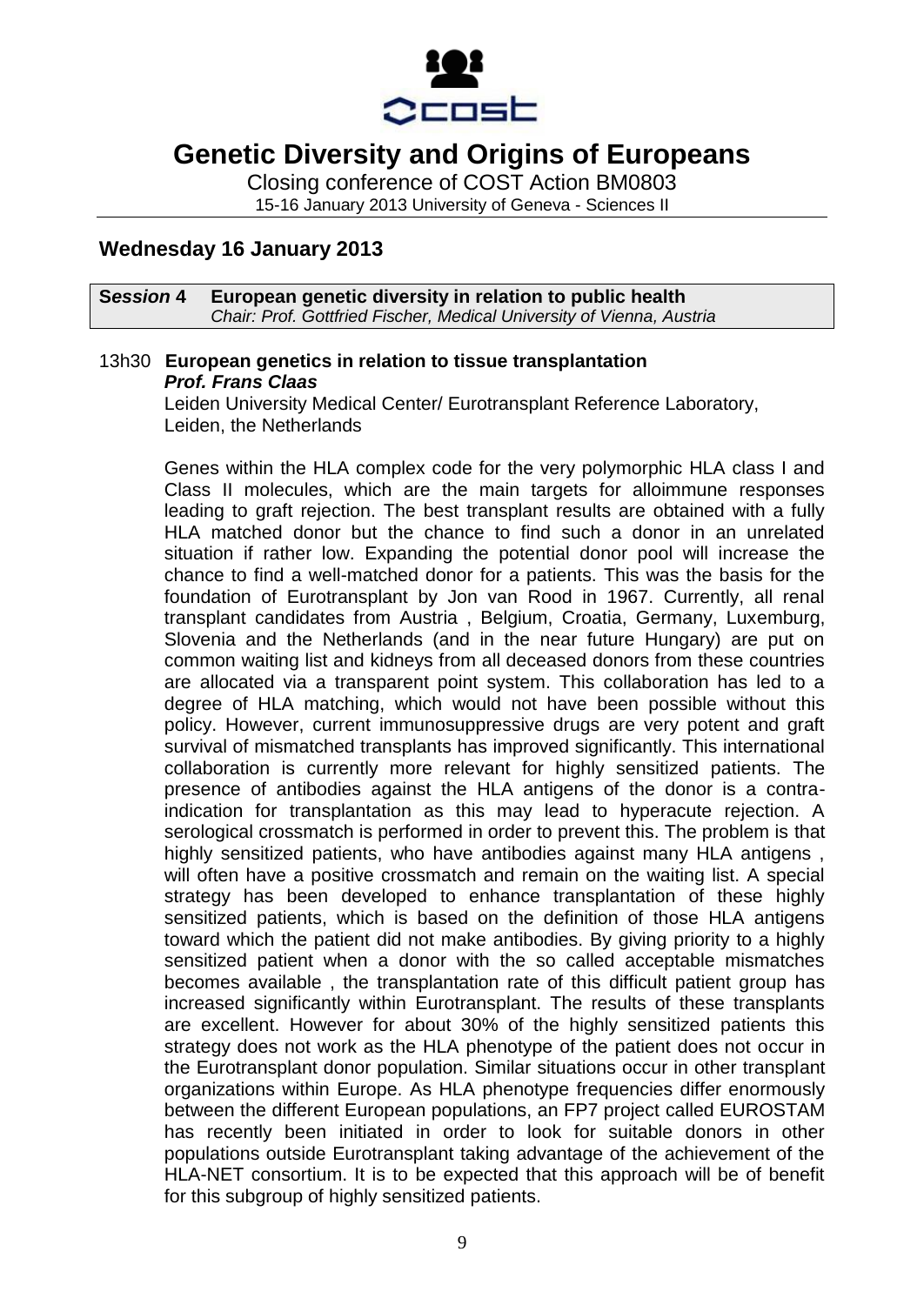# Genetic Diversity and Origins of Europeans

Closing conference of COST Action BM0803

15-16 January 2013 University of Geneva - Sciences II

## Wednesday 16 January 2013

**Session 4 European genetic diversity in relation to public health**
*Chair: Prof. Gottfried Fischer, Medical University of Vienna, Austria*

### 13h30 European genetics in relation to tissue transplantation

***Prof. Frans Claas***

Leiden University Medical Center/ Eurotransplant Reference Laboratory, Leiden, the Netherlands

Genes within the HLA complex code for the very polymorphic HLA class I and Class II molecules, which are the main targets for alloimmune responses leading to graft rejection. The best transplant results are obtained with a fully HLA matched donor but the chance to find such a donor in an unrelated situation if rather low. Expanding the potential donor pool will increase the chance to find a well-matched donor for a patients. This was the basis for the foundation of Eurotransplant by Jon van Rood in 1967. Currently, all renal transplant candidates from Austria , Belgium, Croatia, Germany, Luxemburg, Slovenia and the Netherlands (and in the near future Hungary) are put on common waiting list and kidneys from all deceased donors from these countries are allocated via a transparent point system. This collaboration has led to a degree of HLA matching, which would not have been possible without this policy. However, current immunosuppressive drugs are very potent and graft survival of mismatched transplants has improved significantly. This international collaboration is currently more relevant for highly sensitized patients. The presence of antibodies against the HLA antigens of the donor is a contra-indication for transplantation as this may lead to hyperacute rejection. A serological crossmatch is performed in order to prevent this. The problem is that highly sensitized patients, who have antibodies against many HLA antigens , will often have a positive crossmatch and remain on the waiting list. A special strategy has been developed to enhance transplantation of these highly sensitized patients, which is based on the definition of those HLA antigens toward which the patient did not make antibodies. By giving priority to a highly sensitized patient when a donor with the so called acceptable mismatches becomes available , the transplantation rate of this difficult patient group has increased significantly within Eurotransplant. The results of these transplants are excellent. However for about 30% of the highly sensitized patients this strategy does not work as the HLA phenotype of the patient does not occur in the Eurotransplant donor population. Similar situations occur in other transplant organizations within Europe. As HLA phenotype frequencies differ enormously between the different European populations, an FP7 project called EUROSTAM has recently been initiated in order to look for suitable donors in other populations outside Eurotransplant taking advantage of the achievement of the HLA-NET consortium. It is to be expected that this approach will be of benefit for this subgroup of highly sensitized patients.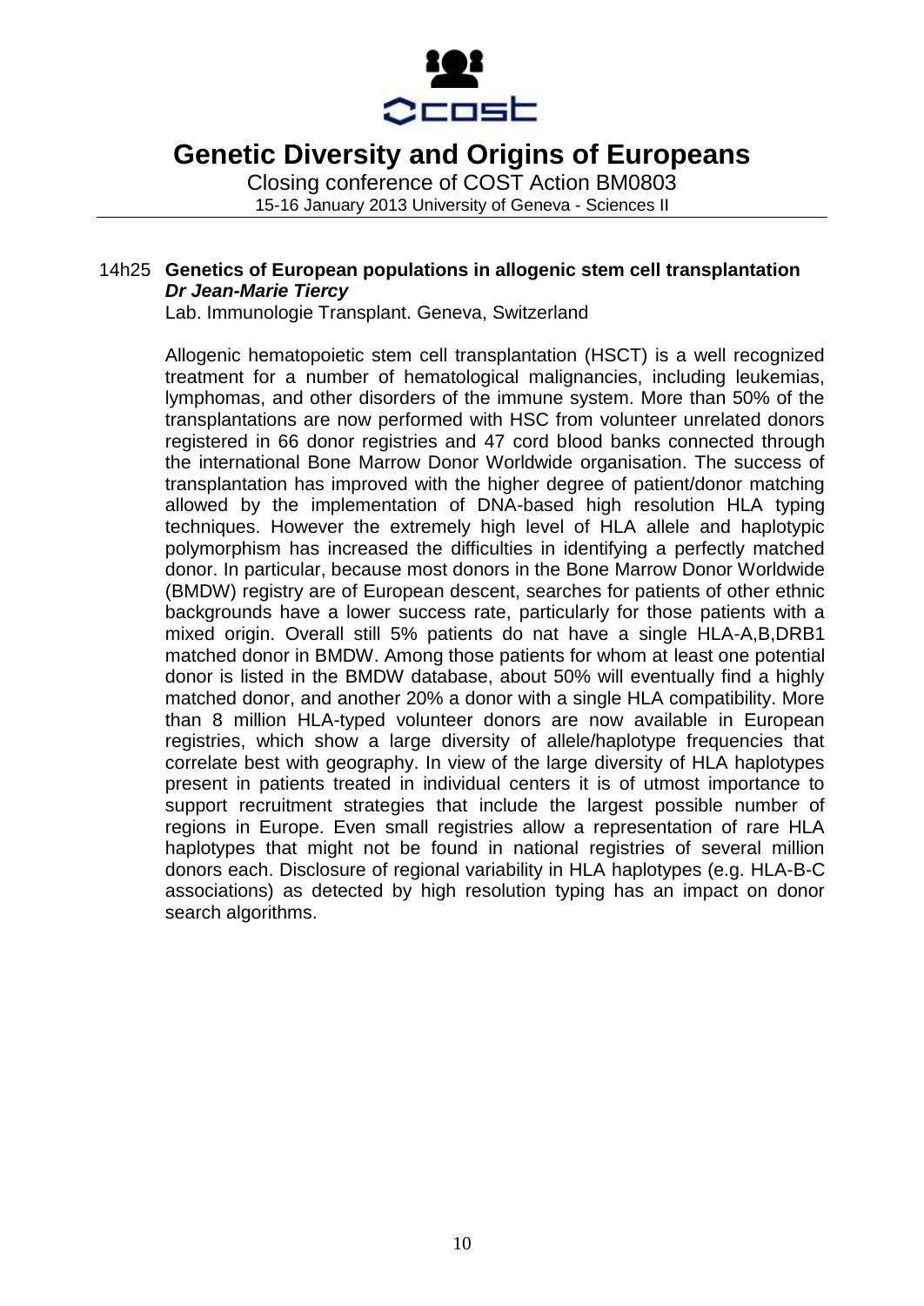14h25 **Genetics of European populations in allogenic stem cell transplantation**
***Dr Jean-Marie Tiercy***
Lab. Immunologie Transplant. Geneva, Switzerland

Allogenic hematopoietic stem cell transplantation (HSCT) is a well recognized treatment for a number of hematological malignancies, including leukemias, lymphomas, and other disorders of the immune system. More than 50% of the transplantations are now performed with HSC from volunteer unrelated donors registered in 66 donor registries and 47 cord blood banks connected through the international Bone Marrow Donor Worldwide organisation. The success of transplantation has improved with the higher degree of patient/donor matching allowed by the implementation of DNA-based high resolution HLA typing techniques. However the extremely high level of HLA allele and haplotypic polymorphism has increased the difficulties in identifying a perfectly matched donor. In particular, because most donors in the Bone Marrow Donor Worldwide (BMDW) registry are of European descent, searches for patients of other ethnic backgrounds have a lower success rate, particularly for those patients with a mixed origin. Overall still 5% patients do nat have a single HLA-A,B,DRB1 matched donor in BMDW. Among those patients for whom at least one potential donor is listed in the BMDW database, about 50% will eventually find a highly matched donor, and another 20% a donor with a single HLA compatibility. More than 8 million HLA-typed volunteer donors are now available in European registries, which show a large diversity of allele/haplotype frequencies that correlate best with geography. In view of the large diversity of HLA haplotypes present in patients treated in individual centers it is of utmost importance to support recruitment strategies that include the largest possible number of regions in Europe. Even small registries allow a representation of rare HLA haplotypes that might not be found in national registries of several million donors each. Disclosure of regional variability in HLA haplotypes (e.g. HLA-B-C associations) as detected by high resolution typing has an impact on donor search algorithms.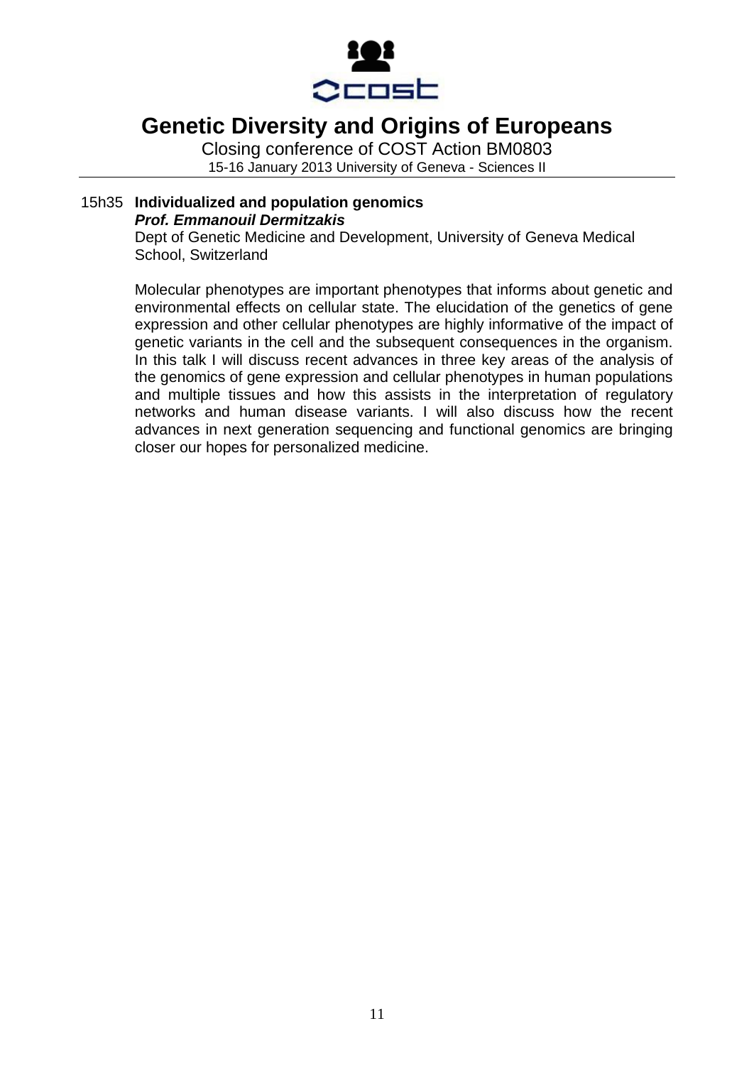# Genetic Diversity and Origins of Europeans

Closing conference of COST Action BM0803

15-16 January 2013 University of Geneva - Sciences II

15h35 **Individualized and population genomics**

***Prof. Emmanouil Dermitzakis***

Dept of Genetic Medicine and Development, University of Geneva Medical School, Switzerland

Molecular phenotypes are important phenotypes that informs about genetic and environmental effects on cellular state. The elucidation of the genetics of gene expression and other cellular phenotypes are highly informative of the impact of genetic variants in the cell and the subsequent consequences in the organism. In this talk I will discuss recent advances in three key areas of the analysis of the genomics of gene expression and cellular phenotypes in human populations and multiple tissues and how this assists in the interpretation of regulatory networks and human disease variants. I will also discuss how the recent advances in next generation sequencing and functional genomics are bringing closer our hopes for personalized medicine.